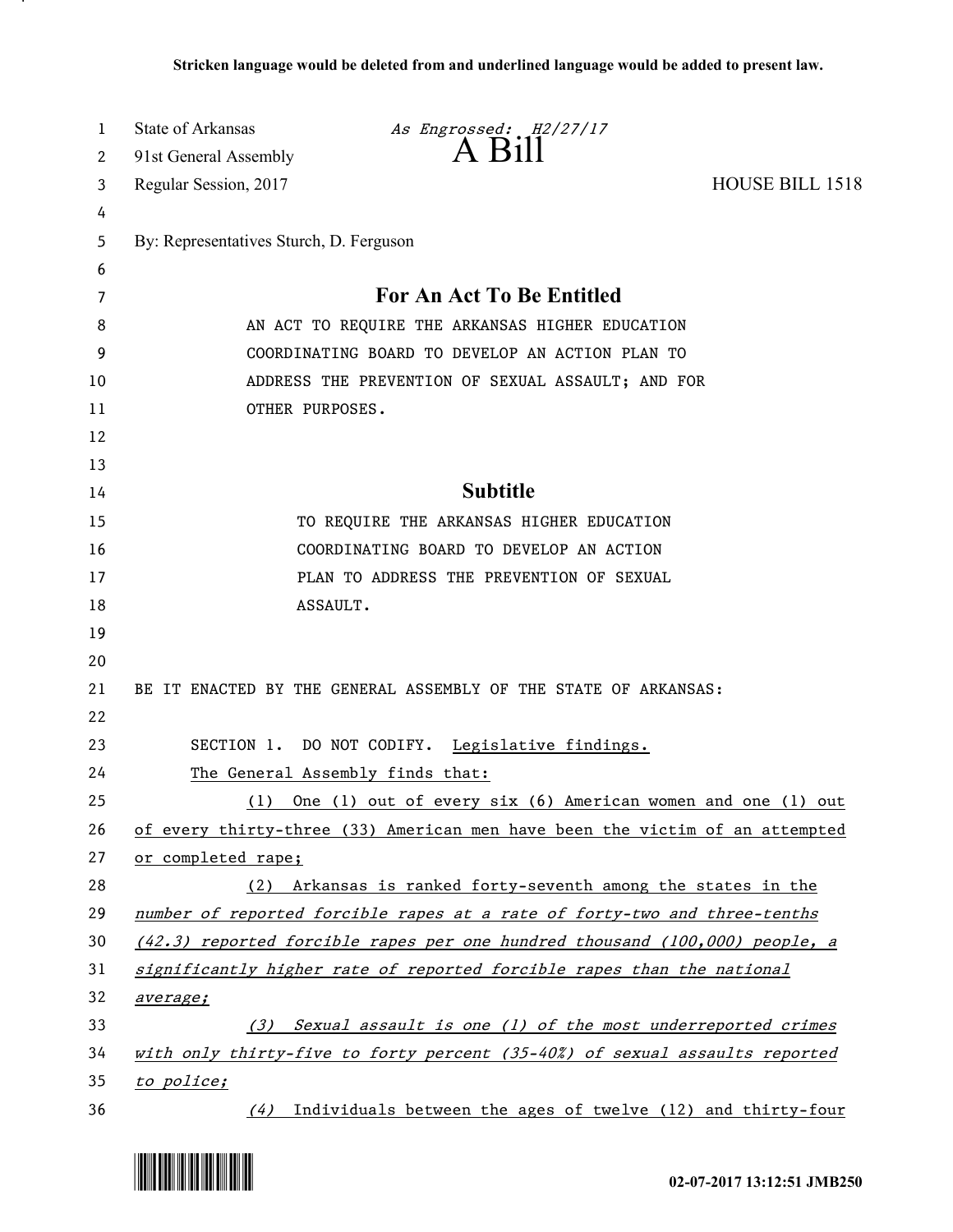**Stricken language would be deleted from and underlined language would be added to present law.**

State of Arkansas *As Engrossed: H2/27/17*
91st General Assembly **A Bill**
Regular Session, 2017 HOUSE BILL 1518

By: Representatives Sturch, D. Ferguson

## For An Act To Be Entitled

AN ACT TO REQUIRE THE ARKANSAS HIGHER EDUCATION COORDINATING BOARD TO DEVELOP AN ACTION PLAN TO ADDRESS THE PREVENTION OF SEXUAL ASSAULT; AND FOR OTHER PURPOSES.

## Subtitle

TO REQUIRE THE ARKANSAS HIGHER EDUCATION COORDINATING BOARD TO DEVELOP AN ACTION PLAN TO ADDRESS THE PREVENTION OF SEXUAL ASSAULT.

BE IT ENACTED BY THE GENERAL ASSEMBLY OF THE STATE OF ARKANSAS:

SECTION 1. DO NOT CODIFY. <u>Legislative findings.</u>

<u>The General Assembly finds that:</u>

<u>(1) One (1) out of every six (6) American women and one (1) out of every thirty-three (33) American men have been the victim of an attempted or completed rape;</u>

<u>(2) Arkansas is ranked forty-seventh among the states in the</u> <u>*number of reported forcible rapes at a rate of forty-two and three-tenths (42.3) reported forcible rapes per one hundred thousand (100,000) people, a significantly higher rate of reported forcible rapes than the national average;*</u>

<u>*(3) Sexual assault is one (1) of the most underreported crimes with only thirty-five to forty percent (35-40%) of sexual assaults reported to police;*</u>

<u>*(4)* Individuals between the ages of twelve (12) and thirty-four</u>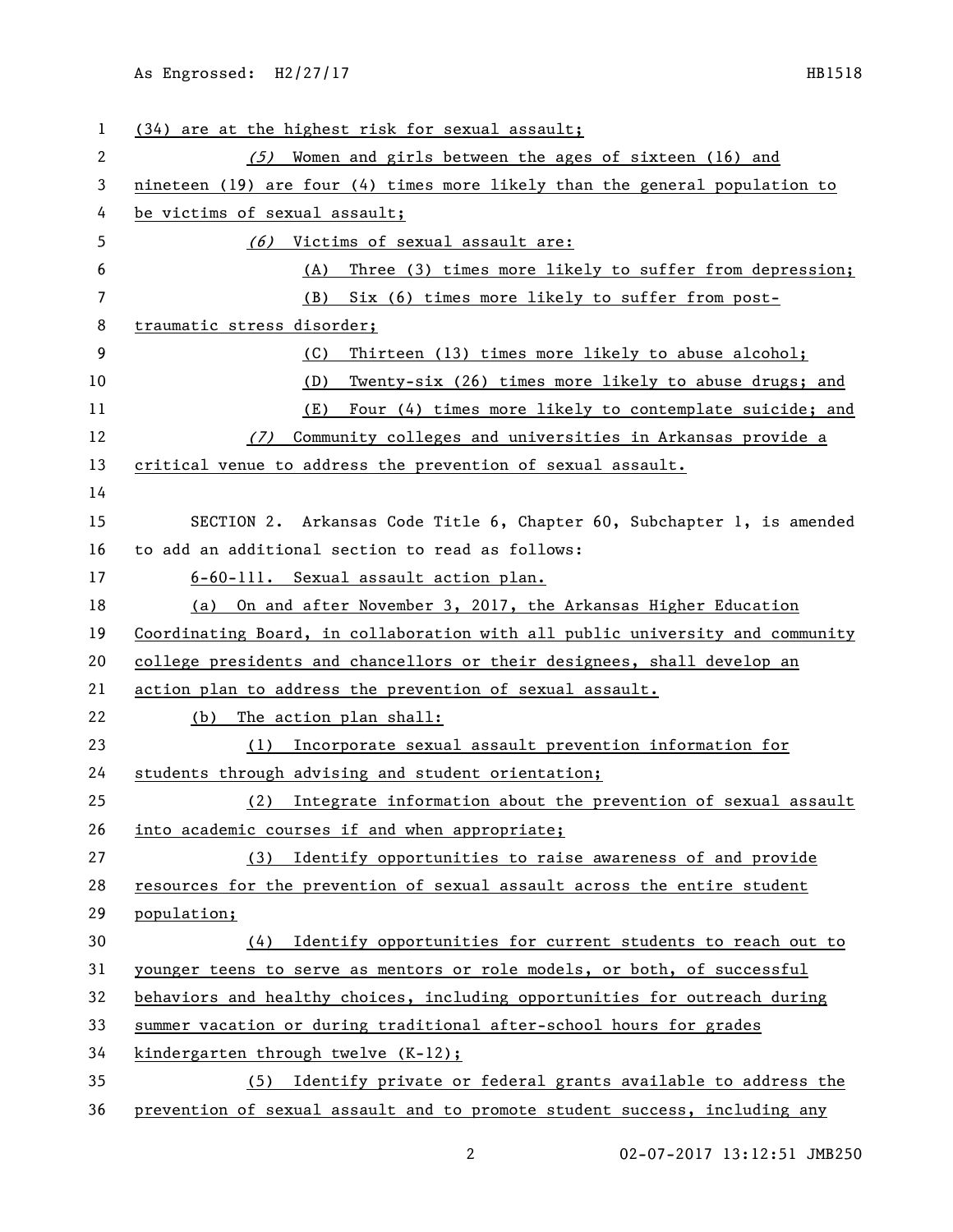(34) are at the highest risk for sexual assault;

*(5)* Women and girls between the ages of sixteen (16) and nineteen (19) are four (4) times more likely than the general population to be victims of sexual assault;

*(6)* Victims of sexual assault are:

(A) Three (3) times more likely to suffer from depression;

(B) Six (6) times more likely to suffer from post-traumatic stress disorder;

(C) Thirteen (13) times more likely to abuse alcohol;

(D) Twenty-six (26) times more likely to abuse drugs; and

(E) Four (4) times more likely to contemplate suicide; and

*(7)* Community colleges and universities in Arkansas provide a critical venue to address the prevention of sexual assault.

SECTION 2. Arkansas Code Title 6, Chapter 60, Subchapter 1, is amended to add an additional section to read as follows:

6-60-111. Sexual assault action plan.

(a) On and after November 3, 2017, the Arkansas Higher Education Coordinating Board, in collaboration with all public university and community college presidents and chancellors or their designees, shall develop an action plan to address the prevention of sexual assault.

(b) The action plan shall:

(1) Incorporate sexual assault prevention information for students through advising and student orientation;

(2) Integrate information about the prevention of sexual assault into academic courses if and when appropriate;

(3) Identify opportunities to raise awareness of and provide resources for the prevention of sexual assault across the entire student population;

(4) Identify opportunities for current students to reach out to younger teens to serve as mentors or role models, or both, of successful behaviors and healthy choices, including opportunities for outreach during summer vacation or during traditional after-school hours for grades kindergarten through twelve (K-12);

(5) Identify private or federal grants available to address the prevention of sexual assault and to promote student success, including any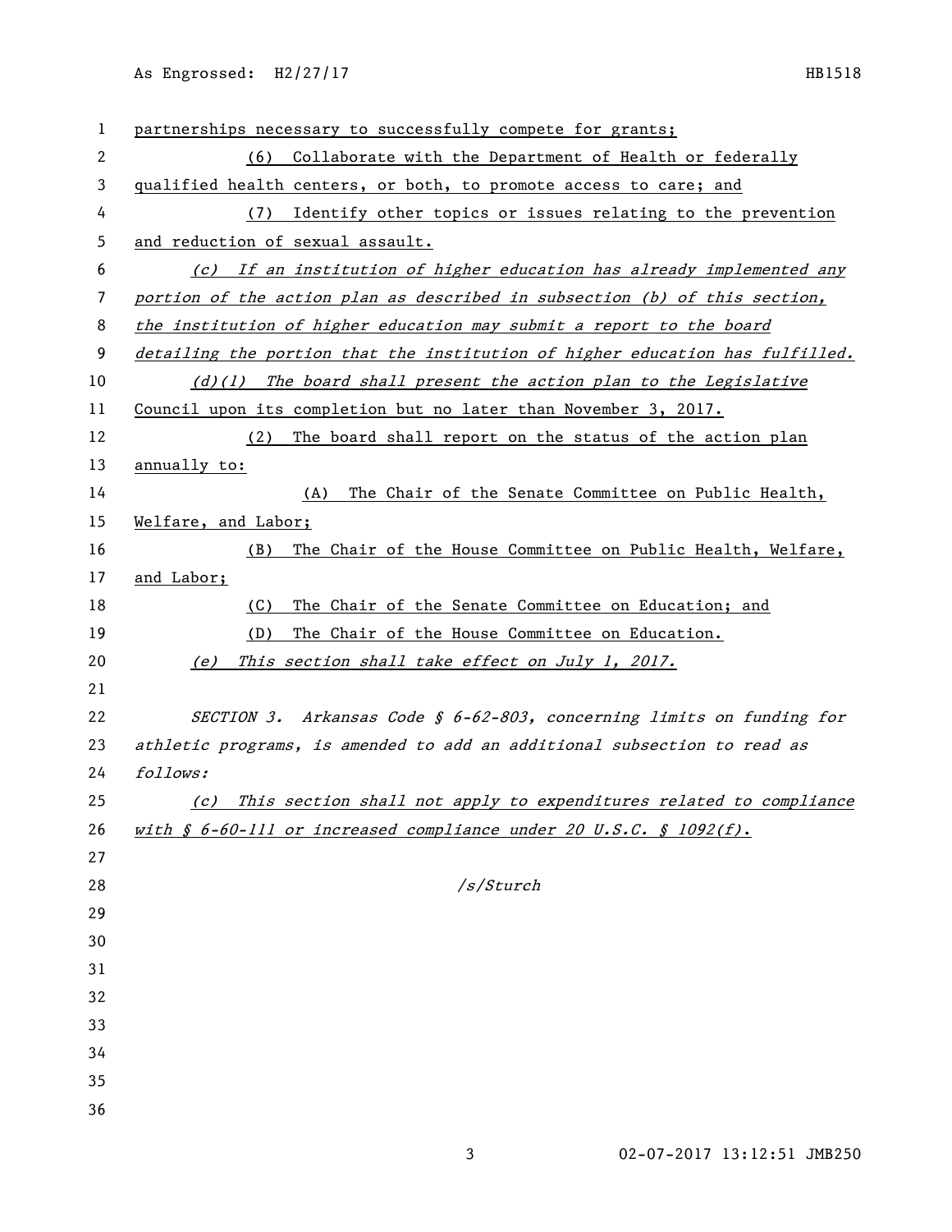partnerships necessary to successfully compete for grants;

(6) Collaborate with the Department of Health or federally qualified health centers, or both, to promote access to care; and

(7) Identify other topics or issues relating to the prevention and reduction of sexual assault.

*(c) If an institution of higher education has already implemented any portion of the action plan as described in subsection (b) of this section, the institution of higher education may submit a report to the board detailing the portion that the institution of higher education has fulfilled.*

*(d)(1) The board shall present the action plan to the Legislative* Council upon its completion but no later than November 3, 2017.

(2) The board shall report on the status of the action plan annually to:

(A) The Chair of the Senate Committee on Public Health, Welfare, and Labor;

(B) The Chair of the House Committee on Public Health, Welfare, and Labor;

(C) The Chair of the Senate Committee on Education; and

(D) The Chair of the House Committee on Education.

*(e) This section shall take effect on July 1, 2017.*

*SECTION 3. Arkansas Code § 6-62-803, concerning limits on funding for athletic programs, is amended to add an additional subsection to read as follows:*

*(c) This section shall not apply to expenditures related to compliance with § 6-60-111 or increased compliance under 20 U.S.C. § 1092(f).*

*/s/Sturch*